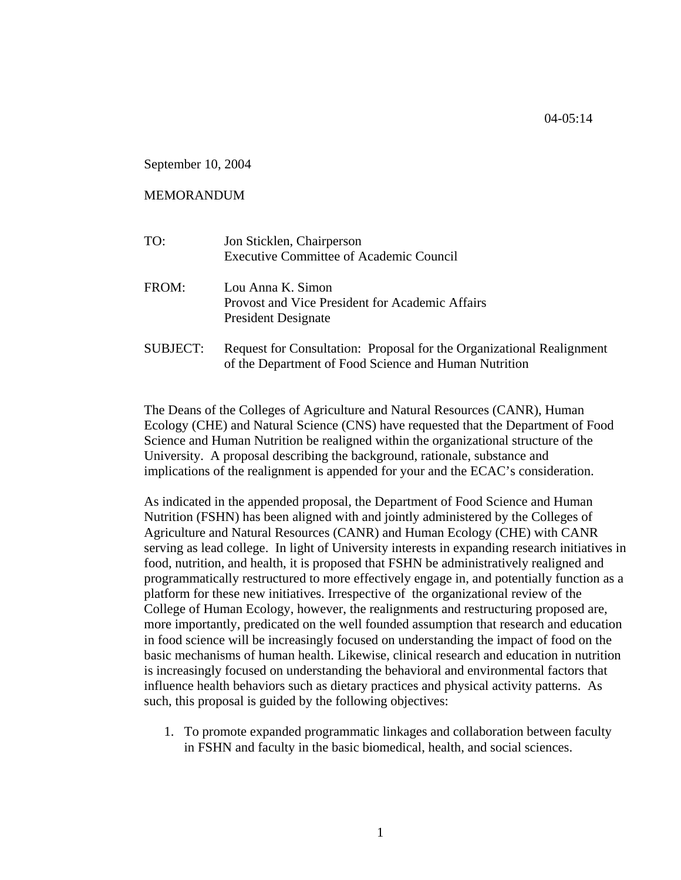04-05:14

September 10, 2004

MEMORANDUM

TO: Jon Sticklen, Chairperson  
Executive Committee of Academic Council

FROM: Lou Anna K. Simon  
Provost and Vice President for Academic Affairs  
President Designate

SUBJECT: Request for Consultation: Proposal for the Organizational Realignment of the Department of Food Science and Human Nutrition

The Deans of the Colleges of Agriculture and Natural Resources (CANR), Human Ecology (CHE) and Natural Science (CNS) have requested that the Department of Food Science and Human Nutrition be realigned within the organizational structure of the University. A proposal describing the background, rationale, substance and implications of the realignment is appended for your and the ECAC's consideration.

As indicated in the appended proposal, the Department of Food Science and Human Nutrition (FSHN) has been aligned with and jointly administered by the Colleges of Agriculture and Natural Resources (CANR) and Human Ecology (CHE) with CANR serving as lead college. In light of University interests in expanding research initiatives in food, nutrition, and health, it is proposed that FSHN be administratively realigned and programmatically restructured to more effectively engage in, and potentially function as a platform for these new initiatives. Irrespective of the organizational review of the College of Human Ecology, however, the realignments and restructuring proposed are, more importantly, predicated on the well founded assumption that research and education in food science will be increasingly focused on understanding the impact of food on the basic mechanisms of human health. Likewise, clinical research and education in nutrition is increasingly focused on understanding the behavioral and environmental factors that influence health behaviors such as dietary practices and physical activity patterns. As such, this proposal is guided by the following objectives:

1. To promote expanded programmatic linkages and collaboration between faculty in FSHN and faculty in the basic biomedical, health, and social sciences.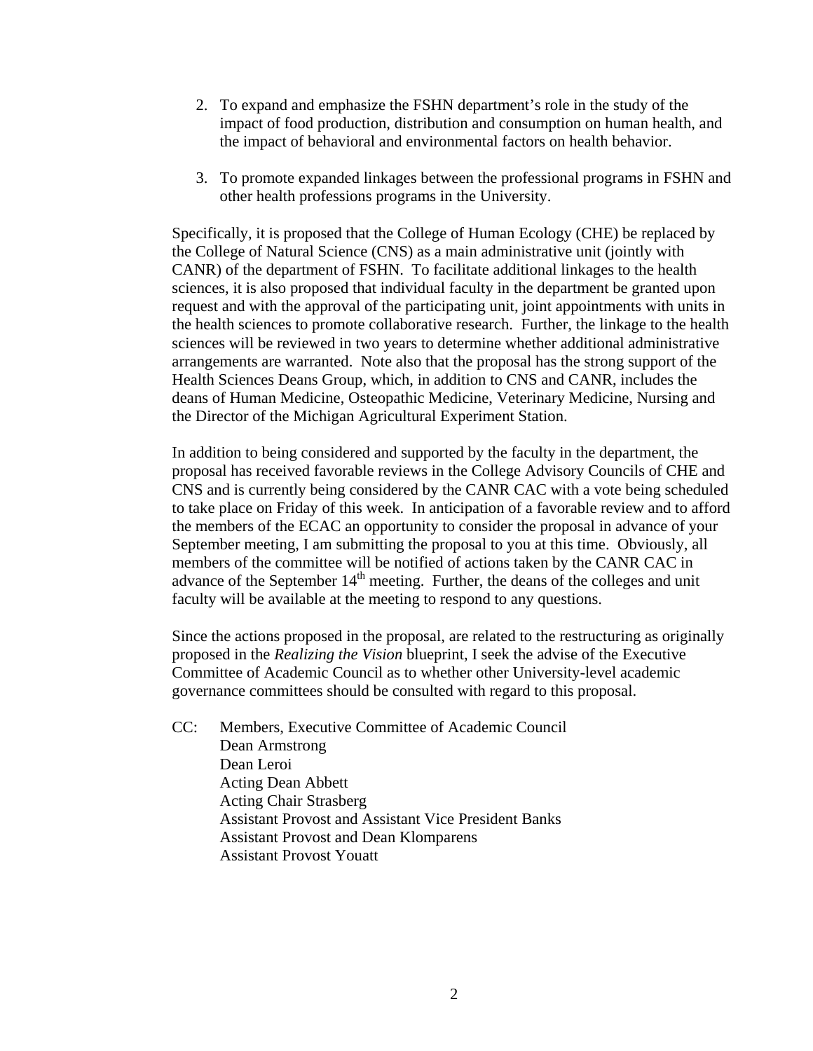2. To expand and emphasize the FSHN department's role in the study of the impact of food production, distribution and consumption on human health, and the impact of behavioral and environmental factors on health behavior.

3. To promote expanded linkages between the professional programs in FSHN and other health professions programs in the University.

Specifically, it is proposed that the College of Human Ecology (CHE) be replaced by the College of Natural Science (CNS) as a main administrative unit (jointly with CANR) of the department of FSHN. To facilitate additional linkages to the health sciences, it is also proposed that individual faculty in the department be granted upon request and with the approval of the participating unit, joint appointments with units in the health sciences to promote collaborative research. Further, the linkage to the health sciences will be reviewed in two years to determine whether additional administrative arrangements are warranted. Note also that the proposal has the strong support of the Health Sciences Deans Group, which, in addition to CNS and CANR, includes the deans of Human Medicine, Osteopathic Medicine, Veterinary Medicine, Nursing and the Director of the Michigan Agricultural Experiment Station.

In addition to being considered and supported by the faculty in the department, the proposal has received favorable reviews in the College Advisory Councils of CHE and CNS and is currently being considered by the CANR CAC with a vote being scheduled to take place on Friday of this week. In anticipation of a favorable review and to afford the members of the ECAC an opportunity to consider the proposal in advance of your September meeting, I am submitting the proposal to you at this time. Obviously, all members of the committee will be notified of actions taken by the CANR CAC in advance of the September 14th meeting. Further, the deans of the colleges and unit faculty will be available at the meeting to respond to any questions.

Since the actions proposed in the proposal, are related to the restructuring as originally proposed in the *Realizing the Vision* blueprint, I seek the advise of the Executive Committee of Academic Council as to whether other University-level academic governance committees should be consulted with regard to this proposal.

CC: Members, Executive Committee of Academic Council
Dean Armstrong
Dean Leroi
Acting Dean Abbett
Acting Chair Strasberg
Assistant Provost and Assistant Vice President Banks
Assistant Provost and Dean Klomparens
Assistant Provost Youatt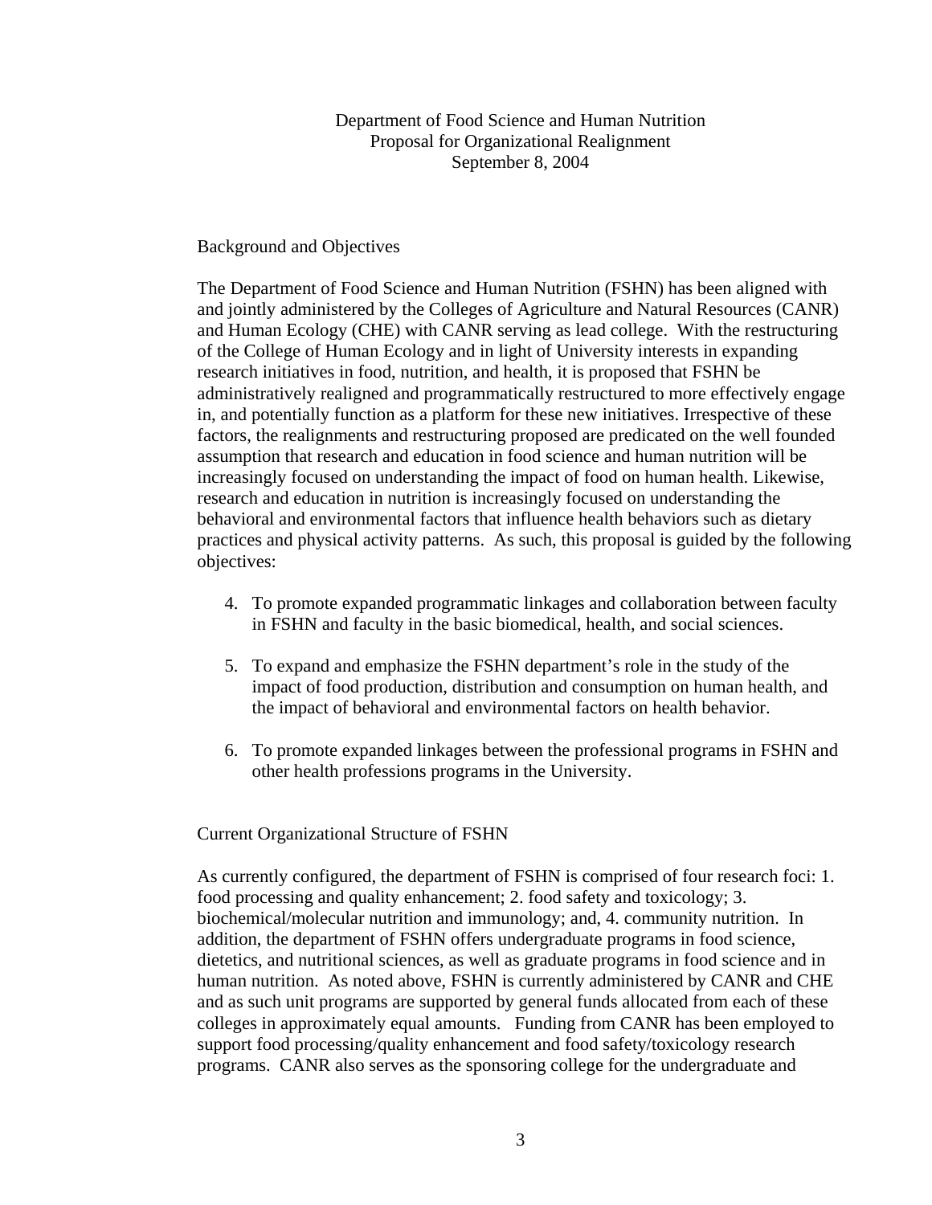Department of Food Science and Human Nutrition
Proposal for Organizational Realignment
September 8, 2004

## Background and Objectives

The Department of Food Science and Human Nutrition (FSHN) has been aligned with and jointly administered by the Colleges of Agriculture and Natural Resources (CANR) and Human Ecology (CHE) with CANR serving as lead college. With the restructuring of the College of Human Ecology and in light of University interests in expanding research initiatives in food, nutrition, and health, it is proposed that FSHN be administratively realigned and programmatically restructured to more effectively engage in, and potentially function as a platform for these new initiatives. Irrespective of these factors, the realignments and restructuring proposed are predicated on the well founded assumption that research and education in food science and human nutrition will be increasingly focused on understanding the impact of food on human health. Likewise, research and education in nutrition is increasingly focused on understanding the behavioral and environmental factors that influence health behaviors such as dietary practices and physical activity patterns. As such, this proposal is guided by the following objectives:

4. To promote expanded programmatic linkages and collaboration between faculty in FSHN and faculty in the basic biomedical, health, and social sciences.

5. To expand and emphasize the FSHN department's role in the study of the impact of food production, distribution and consumption on human health, and the impact of behavioral and environmental factors on health behavior.

6. To promote expanded linkages between the professional programs in FSHN and other health professions programs in the University.

## Current Organizational Structure of FSHN

As currently configured, the department of FSHN is comprised of four research foci: 1. food processing and quality enhancement; 2. food safety and toxicology; 3. biochemical/molecular nutrition and immunology; and, 4. community nutrition. In addition, the department of FSHN offers undergraduate programs in food science, dietetics, and nutritional sciences, as well as graduate programs in food science and in human nutrition. As noted above, FSHN is currently administered by CANR and CHE and as such unit programs are supported by general funds allocated from each of these colleges in approximately equal amounts. Funding from CANR has been employed to support food processing/quality enhancement and food safety/toxicology research programs. CANR also serves as the sponsoring college for the undergraduate and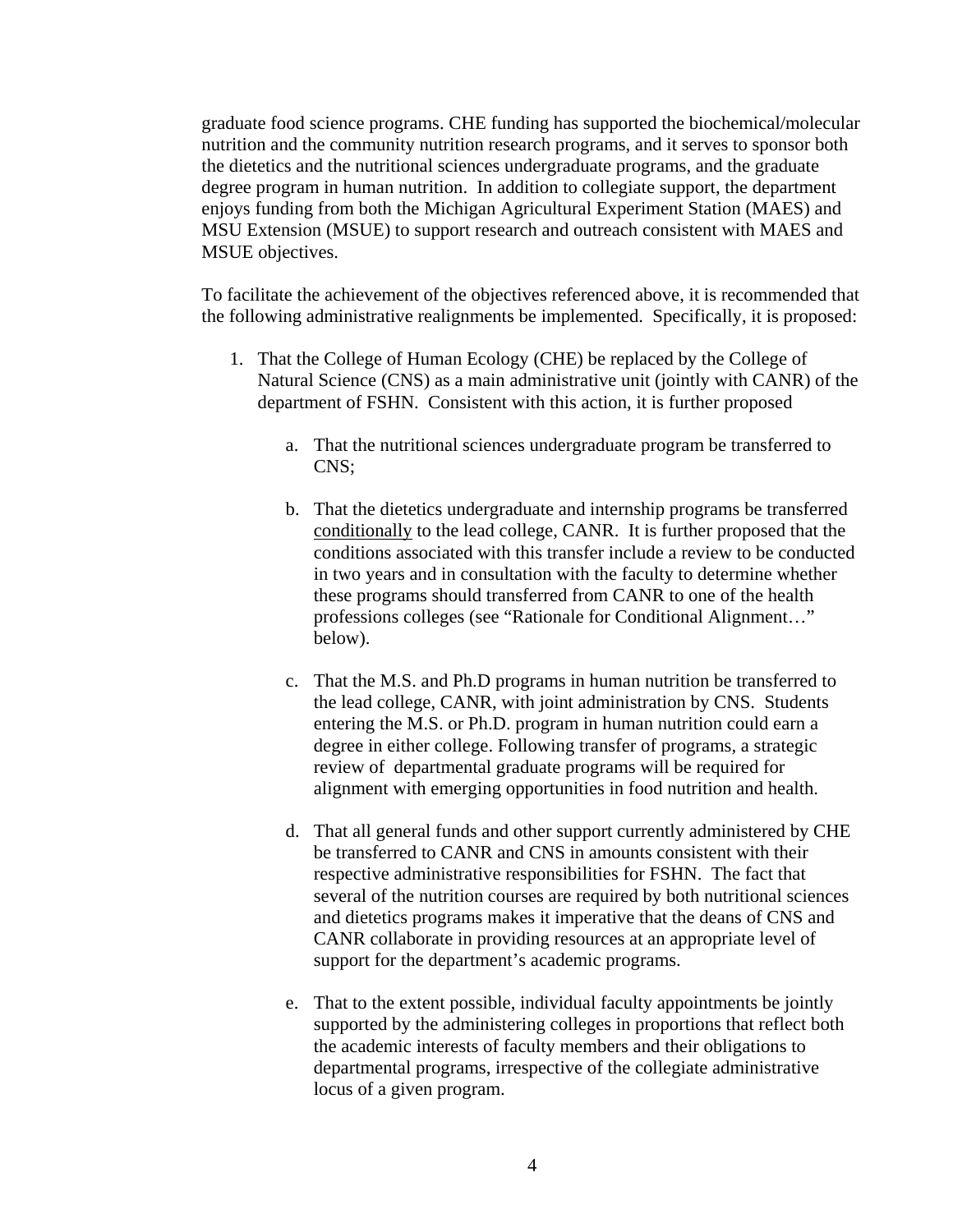graduate food science programs. CHE funding has supported the biochemical/molecular nutrition and the community nutrition research programs, and it serves to sponsor both the dietetics and the nutritional sciences undergraduate programs, and the graduate degree program in human nutrition. In addition to collegiate support, the department enjoys funding from both the Michigan Agricultural Experiment Station (MAES) and MSU Extension (MSUE) to support research and outreach consistent with MAES and MSUE objectives.

To facilitate the achievement of the objectives referenced above, it is recommended that the following administrative realignments be implemented. Specifically, it is proposed:

1. That the College of Human Ecology (CHE) be replaced by the College of Natural Science (CNS) as a main administrative unit (jointly with CANR) of the department of FSHN. Consistent with this action, it is further proposed

    a. That the nutritional sciences undergraduate program be transferred to CNS;

    b. That the dietetics undergraduate and internship programs be transferred <u>conditionally</u> to the lead college, CANR. It is further proposed that the conditions associated with this transfer include a review to be conducted in two years and in consultation with the faculty to determine whether these programs should transferred from CANR to one of the health professions colleges (see "Rationale for Conditional Alignment…" below).

    c. That the M.S. and Ph.D programs in human nutrition be transferred to the lead college, CANR, with joint administration by CNS. Students entering the M.S. or Ph.D. program in human nutrition could earn a degree in either college. Following transfer of programs, a strategic review of departmental graduate programs will be required for alignment with emerging opportunities in food nutrition and health.

    d. That all general funds and other support currently administered by CHE be transferred to CANR and CNS in amounts consistent with their respective administrative responsibilities for FSHN. The fact that several of the nutrition courses are required by both nutritional sciences and dietetics programs makes it imperative that the deans of CNS and CANR collaborate in providing resources at an appropriate level of support for the department's academic programs.

    e. That to the extent possible, individual faculty appointments be jointly supported by the administering colleges in proportions that reflect both the academic interests of faculty members and their obligations to departmental programs, irrespective of the collegiate administrative locus of a given program.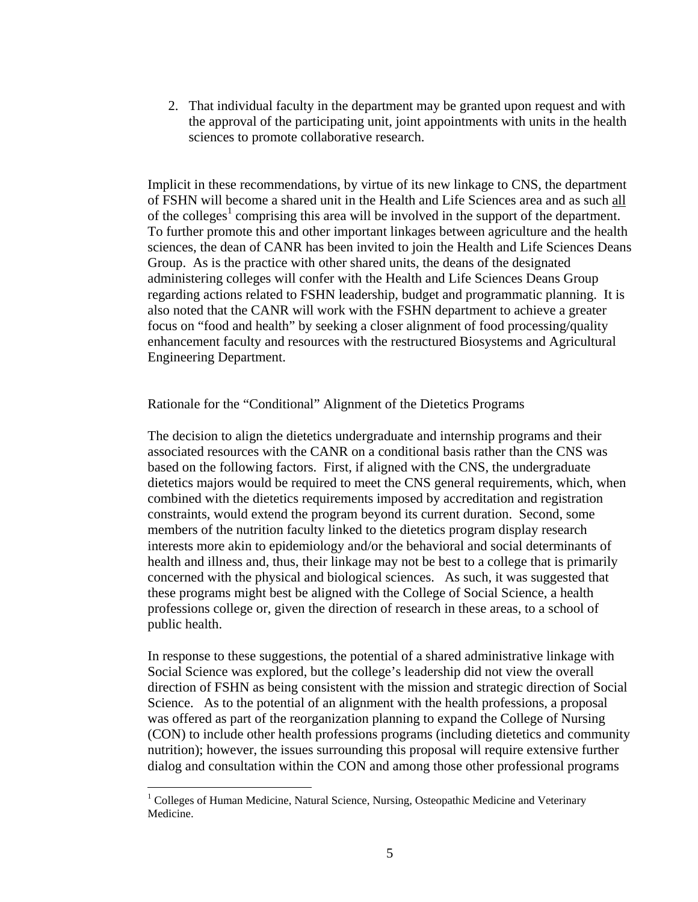2. That individual faculty in the department may be granted upon request and with the approval of the participating unit, joint appointments with units in the health sciences to promote collaborative research.

Implicit in these recommendations, by virtue of its new linkage to CNS, the department of FSHN will become a shared unit in the Health and Life Sciences area and as such <u>all</u> of the colleges[1] comprising this area will be involved in the support of the department. To further promote this and other important linkages between agriculture and the health sciences, the dean of CANR has been invited to join the Health and Life Sciences Deans Group. As is the practice with other shared units, the deans of the designated administering colleges will confer with the Health and Life Sciences Deans Group regarding actions related to FSHN leadership, budget and programmatic planning. It is also noted that the CANR will work with the FSHN department to achieve a greater focus on "food and health" by seeking a closer alignment of food processing/quality enhancement faculty and resources with the restructured Biosystems and Agricultural Engineering Department.

Rationale for the "Conditional" Alignment of the Dietetics Programs

The decision to align the dietetics undergraduate and internship programs and their associated resources with the CANR on a conditional basis rather than the CNS was based on the following factors. First, if aligned with the CNS, the undergraduate dietetics majors would be required to meet the CNS general requirements, which, when combined with the dietetics requirements imposed by accreditation and registration constraints, would extend the program beyond its current duration. Second, some members of the nutrition faculty linked to the dietetics program display research interests more akin to epidemiology and/or the behavioral and social determinants of health and illness and, thus, their linkage may not be best to a college that is primarily concerned with the physical and biological sciences. As such, it was suggested that these programs might best be aligned with the College of Social Science, a health professions college or, given the direction of research in these areas, to a school of public health.

In response to these suggestions, the potential of a shared administrative linkage with Social Science was explored, but the college's leadership did not view the overall direction of FSHN as being consistent with the mission and strategic direction of Social Science. As to the potential of an alignment with the health professions, a proposal was offered as part of the reorganization planning to expand the College of Nursing (CON) to include other health professions programs (including dietetics and community nutrition); however, the issues surrounding this proposal will require extensive further dialog and consultation within the CON and among those other professional programs

[1] Colleges of Human Medicine, Natural Science, Nursing, Osteopathic Medicine and Veterinary Medicine.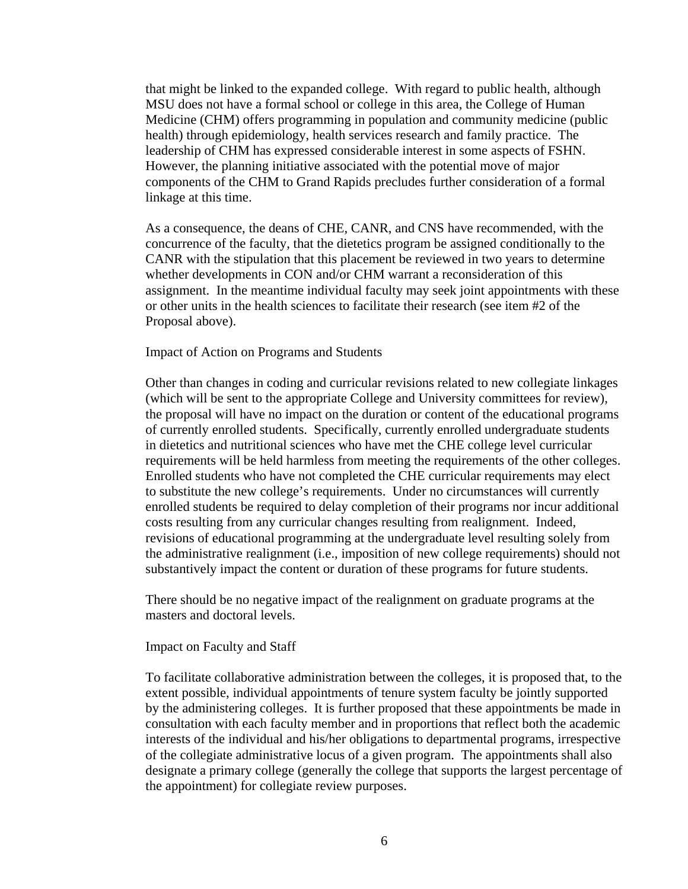that might be linked to the expanded college. With regard to public health, although MSU does not have a formal school or college in this area, the College of Human Medicine (CHM) offers programming in population and community medicine (public health) through epidemiology, health services research and family practice. The leadership of CHM has expressed considerable interest in some aspects of FSHN. However, the planning initiative associated with the potential move of major components of the CHM to Grand Rapids precludes further consideration of a formal linkage at this time.

As a consequence, the deans of CHE, CANR, and CNS have recommended, with the concurrence of the faculty, that the dietetics program be assigned conditionally to the CANR with the stipulation that this placement be reviewed in two years to determine whether developments in CON and/or CHM warrant a reconsideration of this assignment. In the meantime individual faculty may seek joint appointments with these or other units in the health sciences to facilitate their research (see item #2 of the Proposal above).

## Impact of Action on Programs and Students

Other than changes in coding and curricular revisions related to new collegiate linkages (which will be sent to the appropriate College and University committees for review), the proposal will have no impact on the duration or content of the educational programs of currently enrolled students. Specifically, currently enrolled undergraduate students in dietetics and nutritional sciences who have met the CHE college level curricular requirements will be held harmless from meeting the requirements of the other colleges. Enrolled students who have not completed the CHE curricular requirements may elect to substitute the new college's requirements. Under no circumstances will currently enrolled students be required to delay completion of their programs nor incur additional costs resulting from any curricular changes resulting from realignment. Indeed, revisions of educational programming at the undergraduate level resulting solely from the administrative realignment (i.e., imposition of new college requirements) should not substantively impact the content or duration of these programs for future students.

There should be no negative impact of the realignment on graduate programs at the masters and doctoral levels.

## Impact on Faculty and Staff

To facilitate collaborative administration between the colleges, it is proposed that, to the extent possible, individual appointments of tenure system faculty be jointly supported by the administering colleges. It is further proposed that these appointments be made in consultation with each faculty member and in proportions that reflect both the academic interests of the individual and his/her obligations to departmental programs, irrespective of the collegiate administrative locus of a given program. The appointments shall also designate a primary college (generally the college that supports the largest percentage of the appointment) for collegiate review purposes.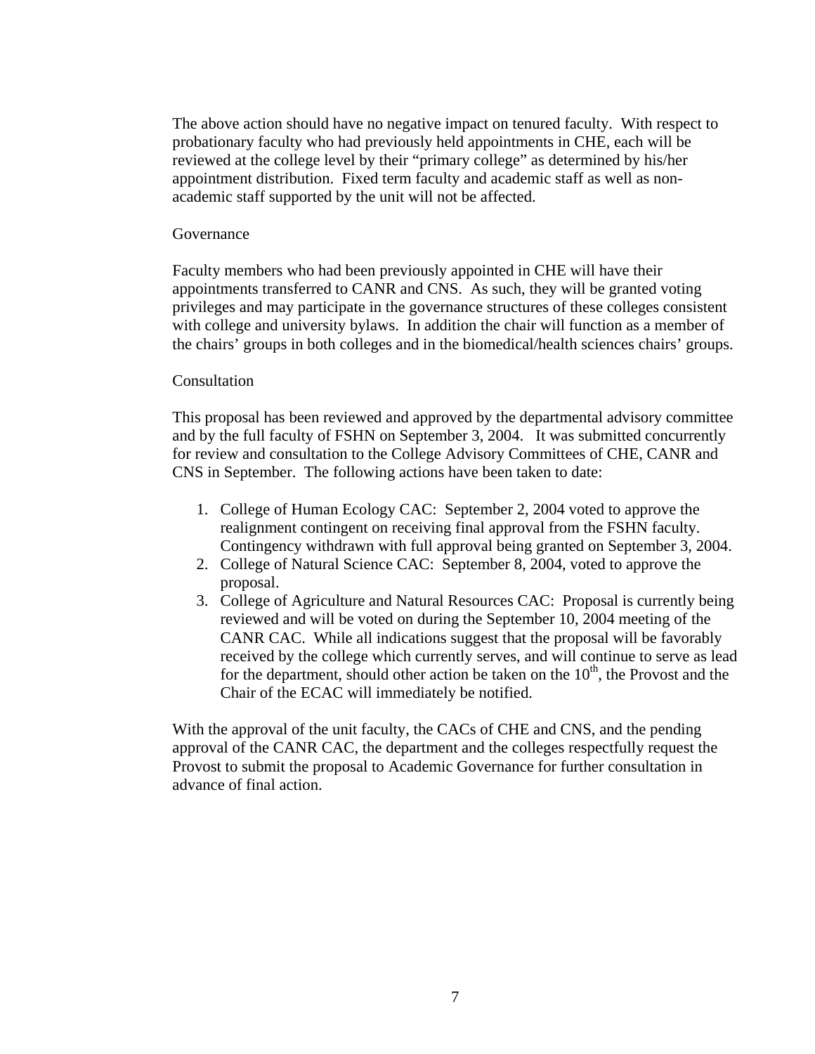The above action should have no negative impact on tenured faculty. With respect to probationary faculty who had previously held appointments in CHE, each will be reviewed at the college level by their "primary college" as determined by his/her appointment distribution. Fixed term faculty and academic staff as well as non-academic staff supported by the unit will not be affected.

## Governance

Faculty members who had been previously appointed in CHE will have their appointments transferred to CANR and CNS. As such, they will be granted voting privileges and may participate in the governance structures of these colleges consistent with college and university bylaws. In addition the chair will function as a member of the chairs' groups in both colleges and in the biomedical/health sciences chairs' groups.

## Consultation

This proposal has been reviewed and approved by the departmental advisory committee and by the full faculty of FSHN on September 3, 2004. It was submitted concurrently for review and consultation to the College Advisory Committees of CHE, CANR and CNS in September. The following actions have been taken to date:

1. College of Human Ecology CAC: September 2, 2004 voted to approve the realignment contingent on receiving final approval from the FSHN faculty. Contingency withdrawn with full approval being granted on September 3, 2004.
2. College of Natural Science CAC: September 8, 2004, voted to approve the proposal.
3. College of Agriculture and Natural Resources CAC: Proposal is currently being reviewed and will be voted on during the September 10, 2004 meeting of the CANR CAC. While all indications suggest that the proposal will be favorably received by the college which currently serves, and will continue to serve as lead for the department, should other action be taken on the 10th, the Provost and the Chair of the ECAC will immediately be notified.

With the approval of the unit faculty, the CACs of CHE and CNS, and the pending approval of the CANR CAC, the department and the colleges respectfully request the Provost to submit the proposal to Academic Governance for further consultation in advance of final action.